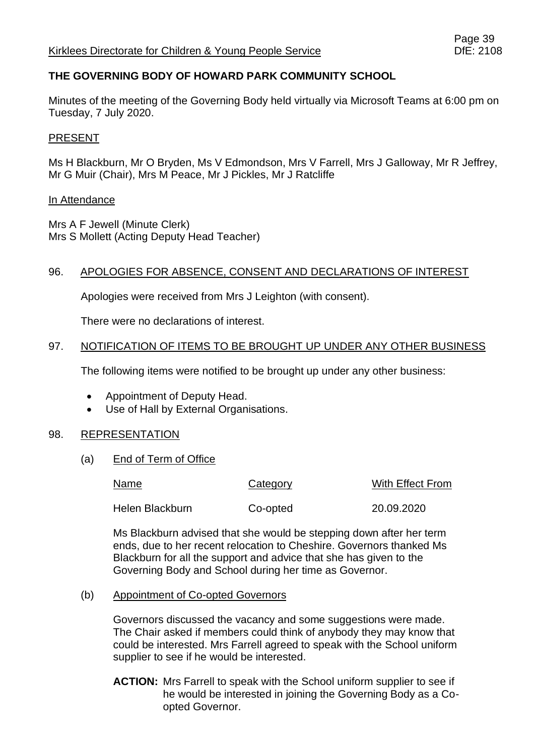## THE GOVERNING BODY OF HOWARD PARK COMMUNITY SCHOOL

Minutes of the meeting of the Governing Body held virtually via Microsoft Teams at 6:00 pm on Tuesday, 7 July 2020.

### PRESENT

Ms H Blackburn, Mr O Bryden, Ms V Edmondson, Mrs V Farrell, Mrs J Galloway, Mr R Jeffrey, Mr G Muir (Chair), Mrs M Peace, Mr J Pickles, Mr J Ratcliffe

### In Attendance

Mrs A F Jewell (Minute Clerk)
Mrs S Mollett (Acting Deputy Head Teacher)

### 96. APOLOGIES FOR ABSENCE, CONSENT AND DECLARATIONS OF INTEREST

Apologies were received from Mrs J Leighton (with consent).

There were no declarations of interest.

### 97. NOTIFICATION OF ITEMS TO BE BROUGHT UP UNDER ANY OTHER BUSINESS

The following items were notified to be brought up under any other business:

- Appointment of Deputy Head.
- Use of Hall by External Organisations.

### 98. REPRESENTATION

#### (a) End of Term of Office

| Name | Category | With Effect From |
|---|---|---|
| Helen Blackburn | Co-opted | 20.09.2020 |

Ms Blackburn advised that she would be stepping down after her term ends, due to her recent relocation to Cheshire. Governors thanked Ms Blackburn for all the support and advice that she has given to the Governing Body and School during her time as Governor.

#### (b) Appointment of Co-opted Governors

Governors discussed the vacancy and some suggestions were made. The Chair asked if members could think of anybody they may know that could be interested. Mrs Farrell agreed to speak with the School uniform supplier to see if he would be interested.

**ACTION:** Mrs Farrell to speak with the School uniform supplier to see if he would be interested in joining the Governing Body as a Co-opted Governor.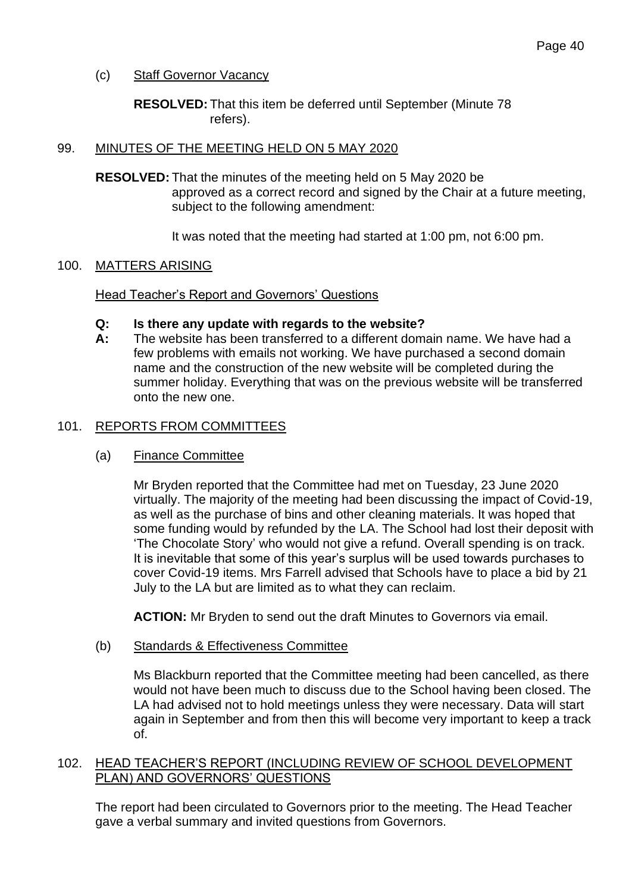(c) Staff Governor Vacancy

**RESOLVED:** That this item be deferred until September (Minute 78 refers).

## 99. MINUTES OF THE MEETING HELD ON 5 MAY 2020

**RESOLVED:** That the minutes of the meeting held on 5 May 2020 be approved as a correct record and signed by the Chair at a future meeting, subject to the following amendment:

It was noted that the meeting had started at 1:00 pm, not 6:00 pm.

## 100. MATTERS ARISING

Head Teacher's Report and Governors' Questions

**Q: Is there any update with regards to the website?**

**A:** The website has been transferred to a different domain name. We have had a few problems with emails not working. We have purchased a second domain name and the construction of the new website will be completed during the summer holiday. Everything that was on the previous website will be transferred onto the new one.

## 101. REPORTS FROM COMMITTEES

(a) Finance Committee

Mr Bryden reported that the Committee had met on Tuesday, 23 June 2020 virtually. The majority of the meeting had been discussing the impact of Covid-19, as well as the purchase of bins and other cleaning materials. It was hoped that some funding would by refunded by the LA. The School had lost their deposit with 'The Chocolate Story' who would not give a refund. Overall spending is on track. It is inevitable that some of this year's surplus will be used towards purchases to cover Covid-19 items. Mrs Farrell advised that Schools have to place a bid by 21 July to the LA but are limited as to what they can reclaim.

**ACTION:** Mr Bryden to send out the draft Minutes to Governors via email.

(b) Standards & Effectiveness Committee

Ms Blackburn reported that the Committee meeting had been cancelled, as there would not have been much to discuss due to the School having been closed. The LA had advised not to hold meetings unless they were necessary. Data will start again in September and from then this will become very important to keep a track of.

## 102. HEAD TEACHER'S REPORT (INCLUDING REVIEW OF SCHOOL DEVELOPMENT PLAN) AND GOVERNORS' QUESTIONS

The report had been circulated to Governors prior to the meeting. The Head Teacher gave a verbal summary and invited questions from Governors.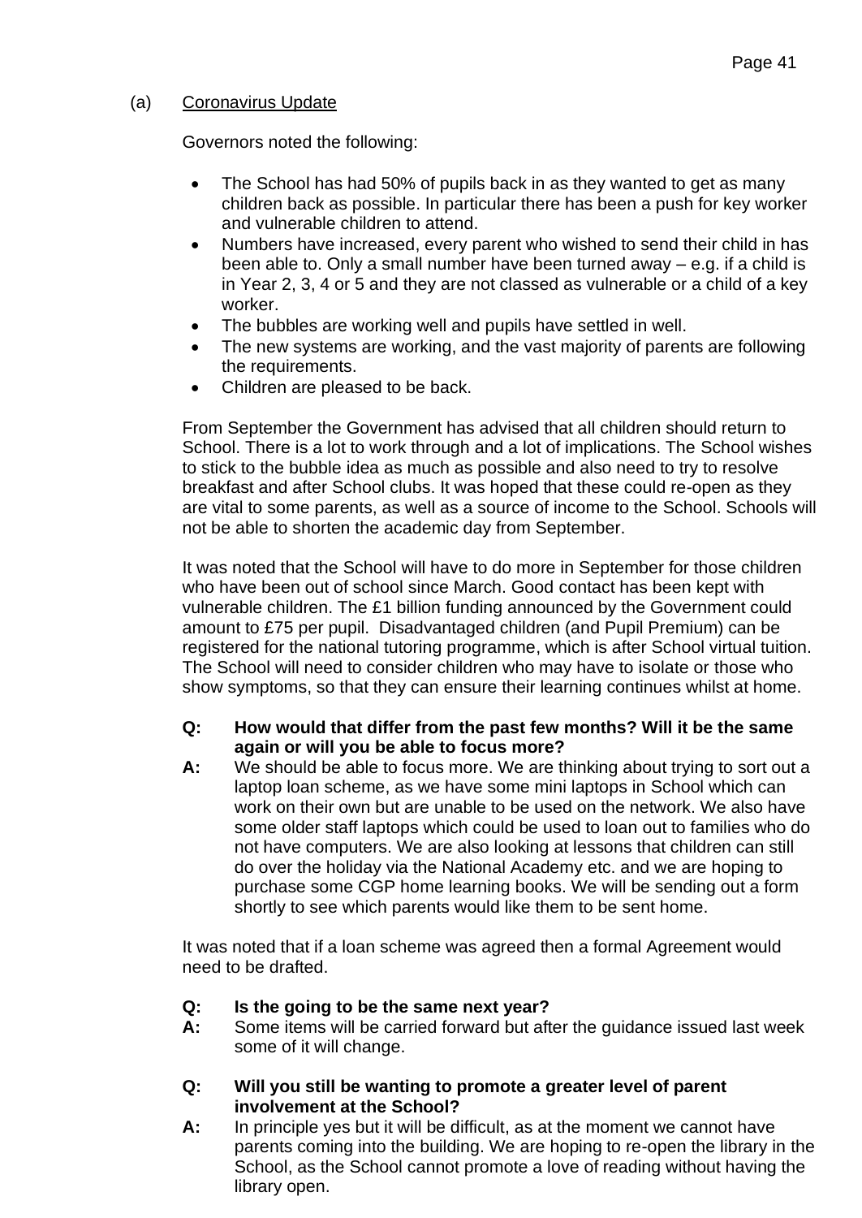(a) Coronavirus Update

Governors noted the following:

- The School has had 50% of pupils back in as they wanted to get as many children back as possible. In particular there has been a push for key worker and vulnerable children to attend.
- Numbers have increased, every parent who wished to send their child in has been able to. Only a small number have been turned away – e.g. if a child is in Year 2, 3, 4 or 5 and they are not classed as vulnerable or a child of a key worker.
- The bubbles are working well and pupils have settled in well.
- The new systems are working, and the vast majority of parents are following the requirements.
- Children are pleased to be back.

From September the Government has advised that all children should return to School. There is a lot to work through and a lot of implications. The School wishes to stick to the bubble idea as much as possible and also need to try to resolve breakfast and after School clubs. It was hoped that these could re-open as they are vital to some parents, as well as a source of income to the School. Schools will not be able to shorten the academic day from September.

It was noted that the School will have to do more in September for those children who have been out of school since March. Good contact has been kept with vulnerable children. The £1 billion funding announced by the Government could amount to £75 per pupil. Disadvantaged children (and Pupil Premium) can be registered for the national tutoring programme, which is after School virtual tuition. The School will need to consider children who may have to isolate or those who show symptoms, so that they can ensure their learning continues whilst at home.

**Q: How would that differ from the past few months? Will it be the same again or will you be able to focus more?**

**A:** We should be able to focus more. We are thinking about trying to sort out a laptop loan scheme, as we have some mini laptops in School which can work on their own but are unable to be used on the network. We also have some older staff laptops which could be used to loan out to families who do not have computers. We are also looking at lessons that children can still do over the holiday via the National Academy etc. and we are hoping to purchase some CGP home learning books. We will be sending out a form shortly to see which parents would like them to be sent home.

It was noted that if a loan scheme was agreed then a formal Agreement would need to be drafted.

**Q: Is the going to be the same next year?**

**A:** Some items will be carried forward but after the guidance issued last week some of it will change.

**Q: Will you still be wanting to promote a greater level of parent involvement at the School?**

**A:** In principle yes but it will be difficult, as at the moment we cannot have parents coming into the building. We are hoping to re-open the library in the School, as the School cannot promote a love of reading without having the library open.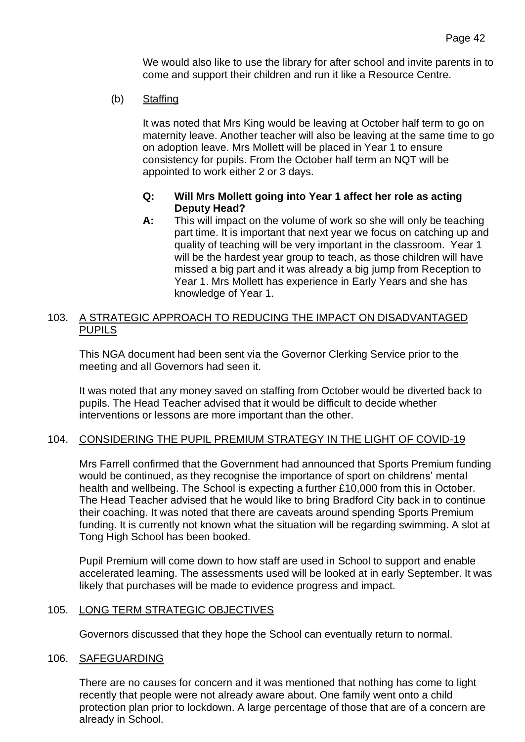We would also like to use the library for after school and invite parents in to come and support their children and run it like a Resource Centre.

(b) Staffing

It was noted that Mrs King would be leaving at October half term to go on maternity leave. Another teacher will also be leaving at the same time to go on adoption leave. Mrs Mollett will be placed in Year 1 to ensure consistency for pupils. From the October half term an NQT will be appointed to work either 2 or 3 days.

**Q: Will Mrs Mollett going into Year 1 affect her role as acting Deputy Head?**

**A:** This will impact on the volume of work so she will only be teaching part time. It is important that next year we focus on catching up and quality of teaching will be very important in the classroom. Year 1 will be the hardest year group to teach, as those children will have missed a big part and it was already a big jump from Reception to Year 1. Mrs Mollett has experience in Early Years and she has knowledge of Year 1.

## 103. A STRATEGIC APPROACH TO REDUCING THE IMPACT ON DISADVANTAGED PUPILS

This NGA document had been sent via the Governor Clerking Service prior to the meeting and all Governors had seen it.

It was noted that any money saved on staffing from October would be diverted back to pupils. The Head Teacher advised that it would be difficult to decide whether interventions or lessons are more important than the other.

## 104. CONSIDERING THE PUPIL PREMIUM STRATEGY IN THE LIGHT OF COVID-19

Mrs Farrell confirmed that the Government had announced that Sports Premium funding would be continued, as they recognise the importance of sport on childrens' mental health and wellbeing. The School is expecting a further £10,000 from this in October. The Head Teacher advised that he would like to bring Bradford City back in to continue their coaching. It was noted that there are caveats around spending Sports Premium funding. It is currently not known what the situation will be regarding swimming. A slot at Tong High School has been booked.

Pupil Premium will come down to how staff are used in School to support and enable accelerated learning. The assessments used will be looked at in early September. It was likely that purchases will be made to evidence progress and impact.

## 105. LONG TERM STRATEGIC OBJECTIVES

Governors discussed that they hope the School can eventually return to normal.

## 106. SAFEGUARDING

There are no causes for concern and it was mentioned that nothing has come to light recently that people were not already aware about. One family went onto a child protection plan prior to lockdown. A large percentage of those that are of a concern are already in School.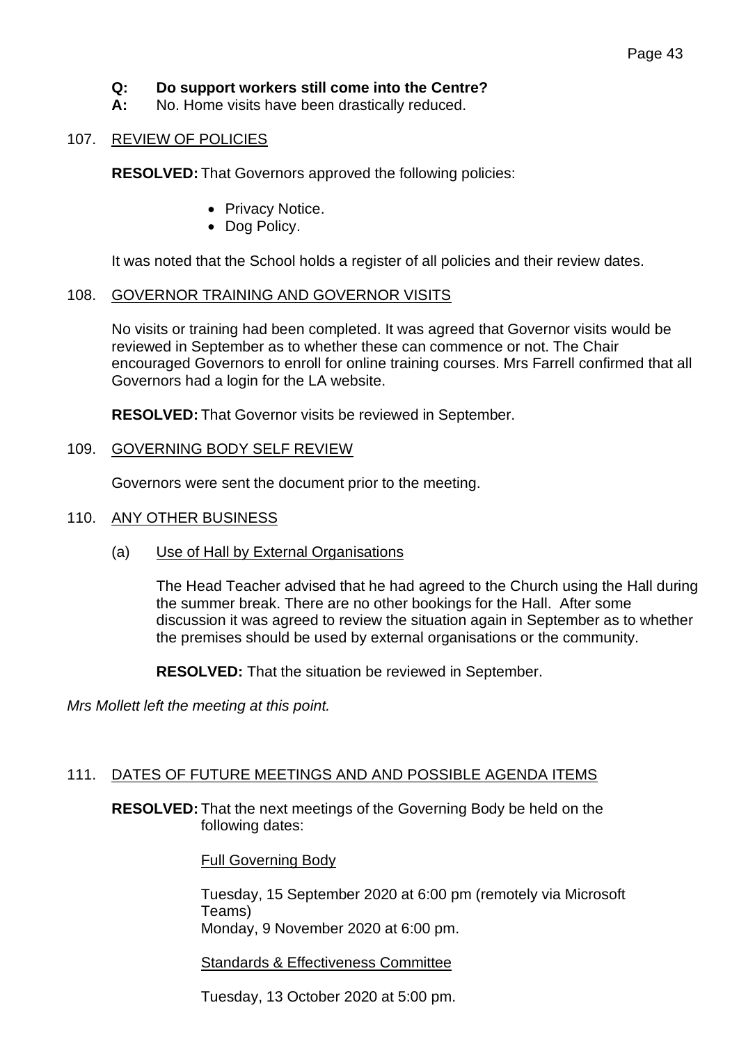**Q: Do support workers still come into the Centre?**
**A:** No. Home visits have been drastically reduced.

107. REVIEW OF POLICIES

**RESOLVED:** That Governors approved the following policies:

- Privacy Notice.
- Dog Policy.

It was noted that the School holds a register of all policies and their review dates.

108. GOVERNOR TRAINING AND GOVERNOR VISITS

No visits or training had been completed. It was agreed that Governor visits would be reviewed in September as to whether these can commence or not. The Chair encouraged Governors to enroll for online training courses. Mrs Farrell confirmed that all Governors had a login for the LA website.

**RESOLVED:** That Governor visits be reviewed in September.

109. GOVERNING BODY SELF REVIEW

Governors were sent the document prior to the meeting.

110. ANY OTHER BUSINESS

(a) Use of Hall by External Organisations

The Head Teacher advised that he had agreed to the Church using the Hall during the summer break. There are no other bookings for the Hall. After some discussion it was agreed to review the situation again in September as to whether the premises should be used by external organisations or the community.

**RESOLVED:** That the situation be reviewed in September.

*Mrs Mollett left the meeting at this point.*

111. DATES OF FUTURE MEETINGS AND AND POSSIBLE AGENDA ITEMS

**RESOLVED:** That the next meetings of the Governing Body be held on the following dates:

Full Governing Body

Tuesday, 15 September 2020 at 6:00 pm (remotely via Microsoft Teams)
Monday, 9 November 2020 at 6:00 pm.

Standards & Effectiveness Committee

Tuesday, 13 October 2020 at 5:00 pm.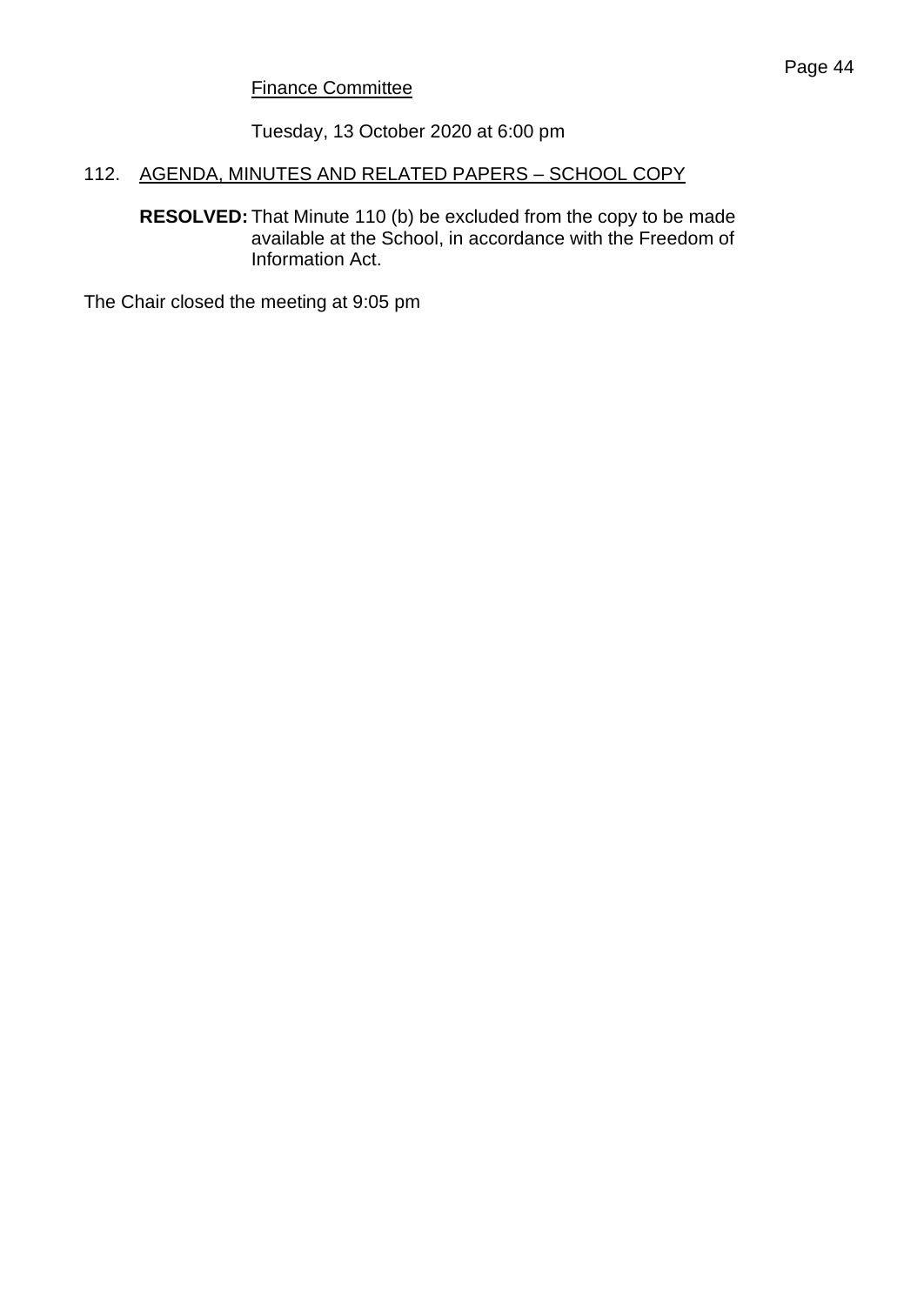Finance Committee

Tuesday, 13 October 2020 at 6:00 pm

112. AGENDA, MINUTES AND RELATED PAPERS – SCHOOL COPY

**RESOLVED:** That Minute 110 (b) be excluded from the copy to be made available at the School, in accordance with the Freedom of Information Act.

The Chair closed the meeting at 9:05 pm